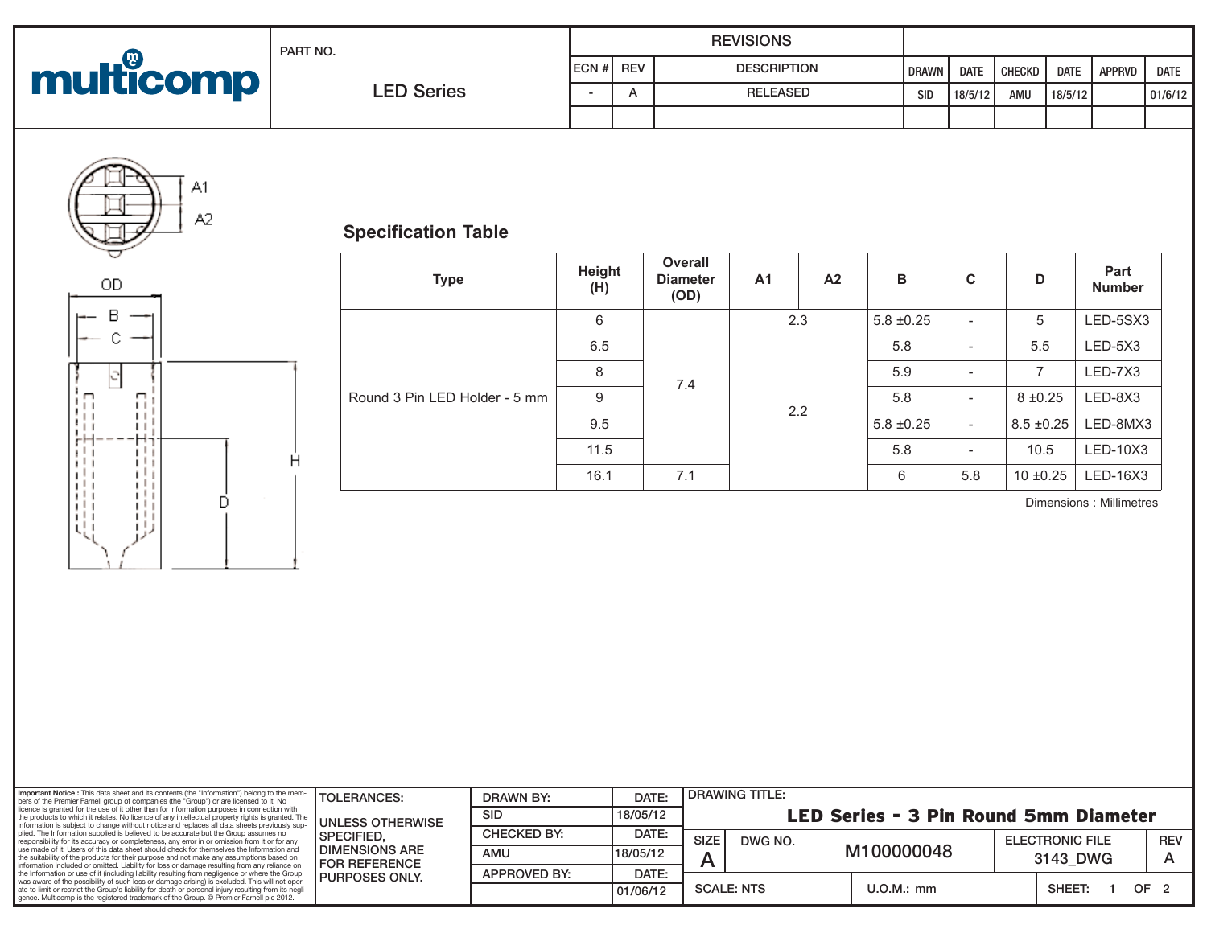**multicomp**

PART NO.

LED Series

| REVISIONS | | | | | | | | |
|---|---|---|---|---|---|---|---|---|
| ECN # | REV | DESCRIPTION | DRAWN | DATE | CHECKD | DATE | APPRVD | DATE |
| - | A | RELEASED | SID | 18/5/12 | AMU | 18/5/12 | | 01/6/12 |

A1

A2

OD

B

C

H

D

## Specification Table

| Type | Height (H) | Overall Diameter (OD) | A1 | A2 | B | C | D | Part Number |
|---|---|---|---|---|---|---|---|---|
| Round 3 Pin LED Holder - 5 mm | 6 | 7.4 | 2.3 | | 5.8 ±0.25 | - | 5 | LED-5SX3 |
| | 6.5 | | 2.2 | | 5.8 | - | 5.5 | LED-5X3 |
| | 8 | | | | 5.9 | - | 7 | LED-7X3 |
| | 9 | | | | 5.8 | - | 8 ±0.25 | LED-8X3 |
| | 9.5 | | | | 5.8 ±0.25 | - | 8.5 ±0.25 | LED-8MX3 |
| | 11.5 | | | | 5.8 | - | 10.5 | LED-10X3 |
| | 16.1 | 7.1 | | | 6 | 5.8 | 10 ±0.25 | LED-16X3 |

Dimensions : Millimetres

**Important Notice :** This data sheet and its contents (the "Information") belong to the members of the Premier Farnell group of companies (the "Group") or are licensed to it. No licence is granted for the use of it other than for information purposes in connection with the products to which it relates. No licence of any intellectual property rights is granted. The Information is subject to change without notice and replaces all data sheets previously supplied. The Information supplied is believed to be accurate but the Group assumes no responsibility for its accuracy or completeness, any error in or omission from it or for any use made of it. Users of this data sheet should check for themselves the Information and the suitability of the products for their purpose and not make any assumptions based on information included or omitted. Liability for loss or damage resulting from any reliance on the Information or use of it (including liability resulting from negligence or where the Group was aware of the possibility of such loss or damage arising) is excluded. This will not operate to limit or restrict the Group's liability for death or personal injury resulting from its negligence. Multicomp is the registered trademark of the Group. © Premier Farnell plc 2012.

TOLERANCES:

UNLESS OTHERWISE SPECIFIED, DIMENSIONS ARE FOR REFERENCE PURPOSES ONLY.

| DRAWN BY: | DATE: |
|---|---|
| SID | 18/05/12 |
| CHECKED BY: | DATE: |
| AMU | 18/05/12 |
| APPROVED BY: | DATE: |
| | 01/06/12 |

DRAWING TITLE:

**LED Series - 3 Pin Round 5mm Diameter**

SIZE: A

DWG NO.: M100000048

ELECTRONIC FILE: 3143_DWG

REV: A

SCALE: NTS

U.O.M.: mm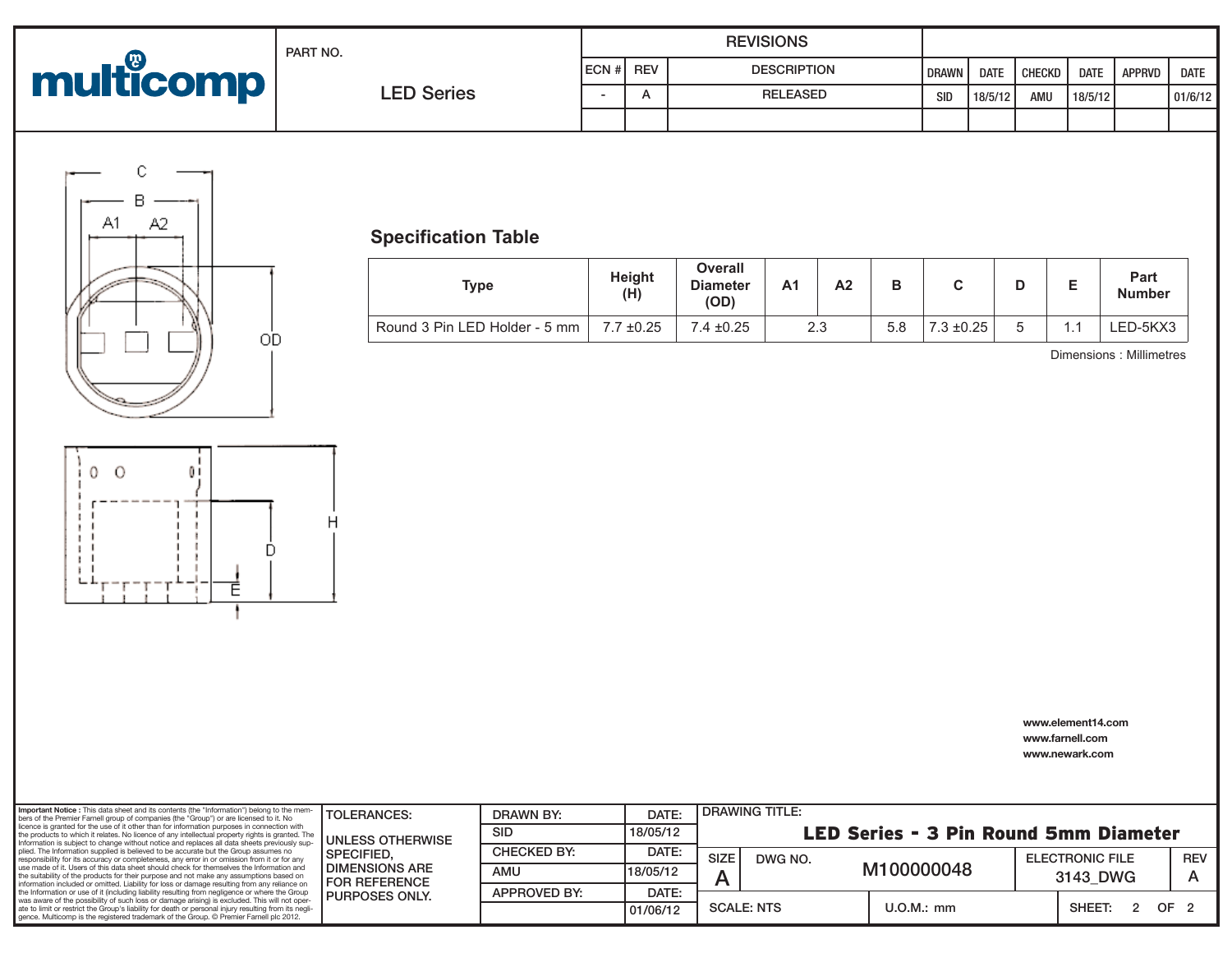**multicomp**

PART NO.

LED Series

| REVISIONS | | | | | | | | |
|---|---|---|---|---|---|---|---|---|
| ECN # | REV | DESCRIPTION | DRAWN | DATE | CHECKD | DATE | APPRVD | DATE |
| - | A | RELEASED | SID | 18/5/12 | AMU | 18/5/12 | | 01/6/12 |

C

B

A1 A2

OD

H

D

E

## Specification Table

| Type | Height (H) | Overall Diameter (OD) | A1 | A2 | B | C | D | E | Part Number |
|---|---|---|---|---|---|---|---|---|---|
| Round 3 Pin LED Holder - 5 mm | 7.7 ±0.25 | 7.4 ±0.25 | 2.3 | | 5.8 | 7.3 ±0.25 | 5 | 1.1 | LED-5KX3 |

Dimensions : Millimetres

www.element14.com
www.farnell.com
www.newark.com

**Important Notice :** This data sheet and its contents (the "Information") belong to the members of the Premier Farnell group of companies (the "Group") or are licensed to it. No licence is granted for the use of it other than for information purposes in connection with the products to which it relates. No licence of any intellectual property rights is granted. The Information is subject to change without notice and replaces all data sheets previously supplied. The Information supplied is believed to be accurate but the Group assumes no responsibility for its accuracy or completeness, any error in or omission from it or for any use made of it. Users of this data sheet should check for themselves the Information and the suitability of the products for their purpose and not make any assumptions based on information included or omitted. Liability for loss or damage resulting from any reliance on the Information or use of it (including liability resulting from negligence or where the Group was aware of the possibility of such loss or damage arising) is excluded. This will not operate to limit or restrict the Group's liability for death or personal injury resulting from its negligence. Multicomp is the registered trademark of the Group. © Premier Farnell plc 2012.

TOLERANCES:

UNLESS OTHERWISE SPECIFIED, DIMENSIONS ARE FOR REFERENCE PURPOSES ONLY.

| | |
|---|---|
| DRAWN BY: | DATE: |
| SID | 18/05/12 |
| CHECKED BY: | DATE: |
| AMU | 18/05/12 |
| APPROVED BY: | DATE: |
| | 01/06/12 |

DRAWING TITLE:

**LED Series - 3 Pin Round 5mm Diameter**

| SIZE | DWG NO. | ELECTRONIC FILE | REV |
|---|---|---|---|
| A | M100000048 | 3143_DWG | A |

SCALE: NTS | U.O.M.: mm | SHEET: 2 OF 2